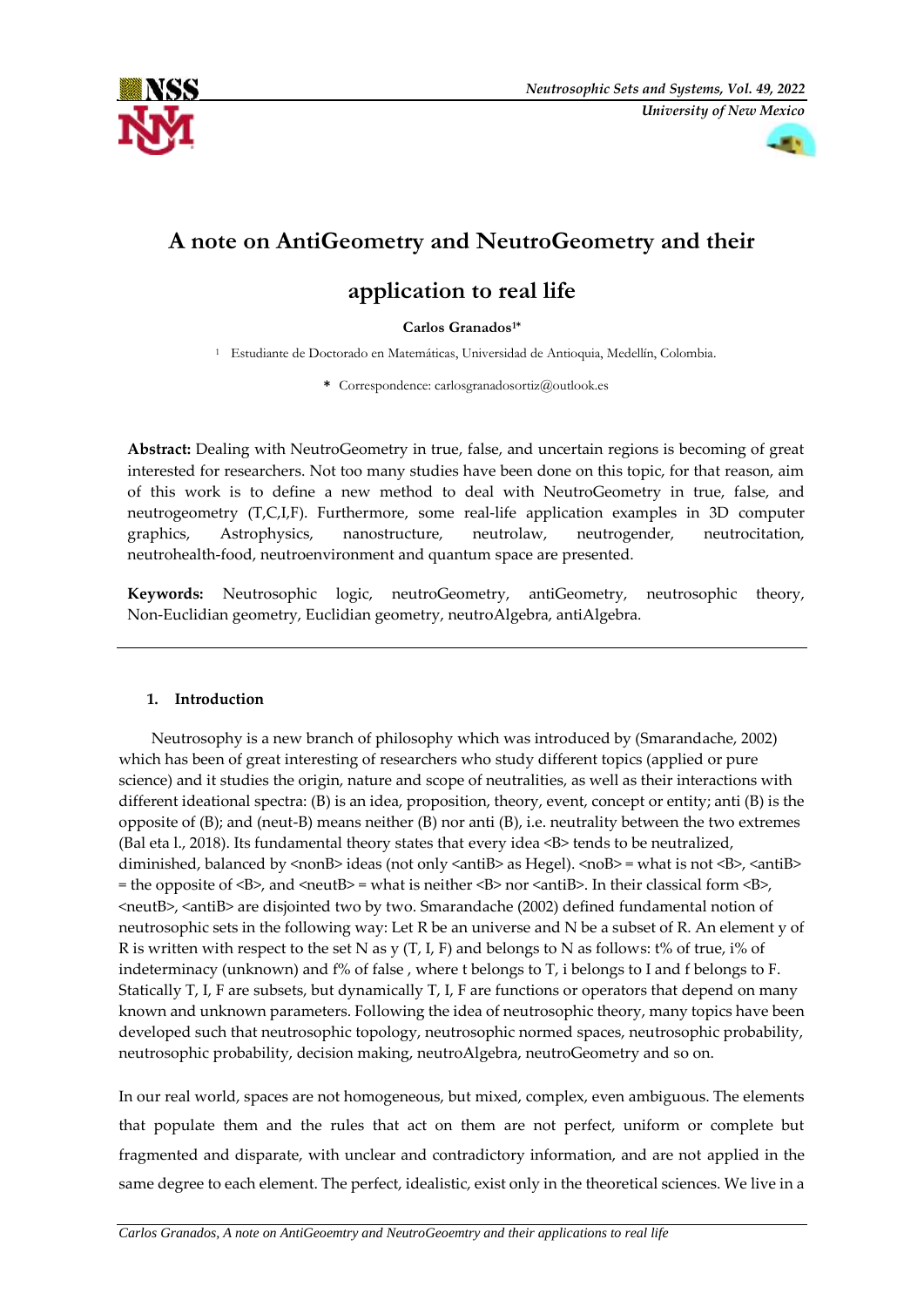# A note on AntiGeometry and NeutroGeometry and their application to real life

**Carlos Granados[1*]**

[1] Estudiante de Doctorado en Matemáticas, Universidad de Antioquia, Medellín, Colombia.

\* Correspondence: carlosgranadosortiz@outlook.es

**Abstract:** Dealing with NeutroGeometry in true, false, and uncertain regions is becoming of great interested for researchers. Not too many studies have been done on this topic, for that reason, aim of this work is to define a new method to deal with NeutroGeometry in true, false, and neutrogeometry (T,C,I,F). Furthermore, some real-life application examples in 3D computer graphics, Astrophysics, nanostructure, neutrolaw, neutrogender, neutrocitation, neutrohealth-food, neutroenvironment and quantum space are presented.

**Keywords:** Neutrosophic logic, neutroGeometry, antiGeometry, neutrosophic theory, Non-Euclidian geometry, Euclidian geometry, neutroAlgebra, antiAlgebra.

## 1. Introduction

Neutrosophy is a new branch of philosophy which was introduced by (Smarandache, 2002) which has been of great interesting of researchers who study different topics (applied or pure science) and it studies the origin, nature and scope of neutralities, as well as their interactions with different ideational spectra: (B) is an idea, proposition, theory, event, concept or entity; anti (B) is the opposite of (B); and (neut-B) means neither (B) nor anti (B), i.e. neutrality between the two extremes (Bal eta l., 2018). Its fundamental theory states that every idea <B> tends to be neutralized, diminished, balanced by <nonB> ideas (not only <antiB> as Hegel). <noB> = what is not <B>, <antiB> = the opposite of <B>, and <neutB> = what is neither <B> nor <antiB>. In their classical form <B>, <neutB>, <antiB> are disjointed two by two. Smarandache (2002) defined fundamental notion of neutrosophic sets in the following way: Let R be an universe and N be a subset of R. An element y of R is written with respect to the set N as y (T, I, F) and belongs to N as follows: t% of true, i% of indeterminacy (unknown) and f% of false , where t belongs to T, i belongs to I and f belongs to F. Statically T, I, F are subsets, but dynamically T, I, F are functions or operators that depend on many known and unknown parameters. Following the idea of neutrosophic theory, many topics have been developed such that neutrosophic topology, neutrosophic normed spaces, neutrosophic probability, neutrosophic probability, decision making, neutroAlgebra, neutroGeometry and so on.

In our real world, spaces are not homogeneous, but mixed, complex, even ambiguous. The elements that populate them and the rules that act on them are not perfect, uniform or complete but fragmented and disparate, with unclear and contradictory information, and are not applied in the same degree to each element. The perfect, idealistic, exist only in the theoretical sciences. We live in a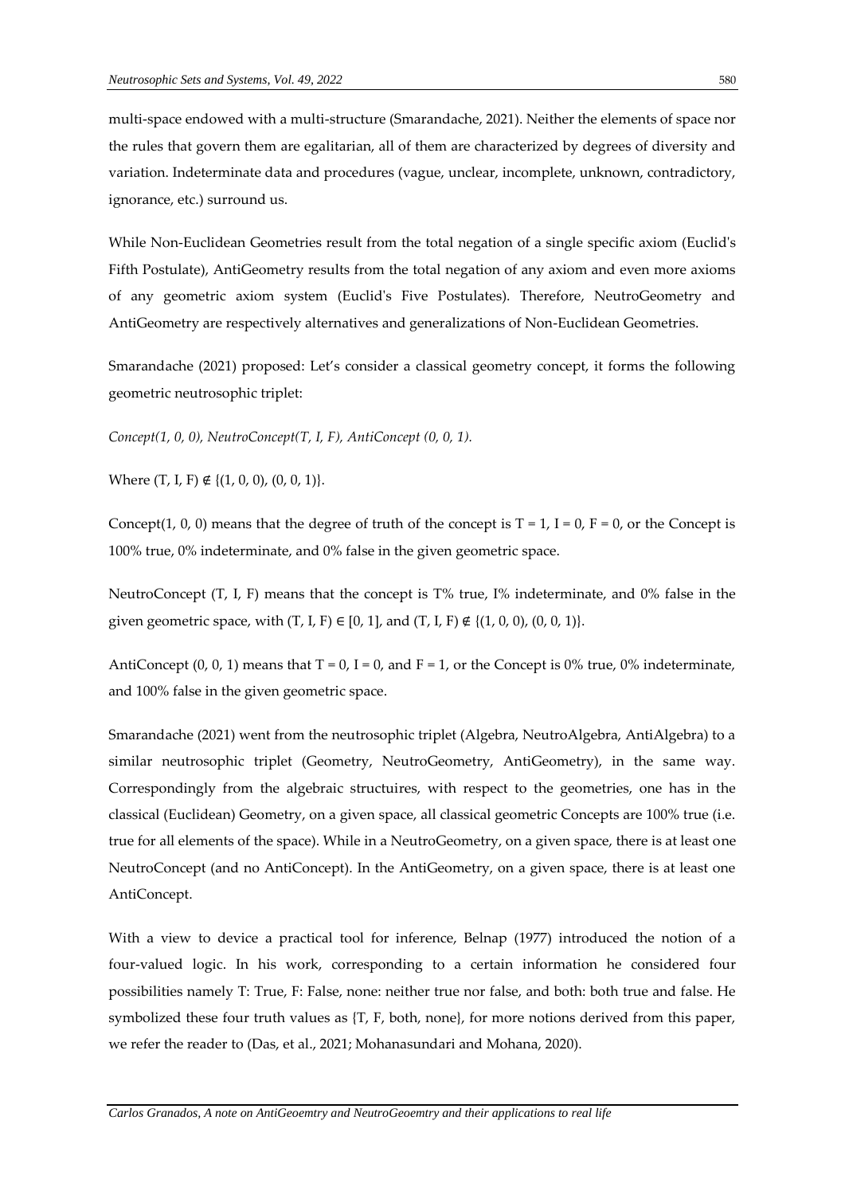multi-space endowed with a multi-structure (Smarandache, 2021). Neither the elements of space nor the rules that govern them are egalitarian, all of them are characterized by degrees of diversity and variation. Indeterminate data and procedures (vague, unclear, incomplete, unknown, contradictory, ignorance, etc.) surround us.

While Non-Euclidean Geometries result from the total negation of a single specific axiom (Euclid's Fifth Postulate), AntiGeometry results from the total negation of any axiom and even more axioms of any geometric axiom system (Euclid's Five Postulates). Therefore, NeutroGeometry and AntiGeometry are respectively alternatives and generalizations of Non-Euclidean Geometries.

Smarandache (2021) proposed: Let's consider a classical geometry concept, it forms the following geometric neutrosophic triplet:

*Concept(1, 0, 0), NeutroConcept(T, I, F), AntiConcept (0, 0, 1).*

Where $(T, I, F) \notin \{(1, 0, 0), (0, 0, 1)\}$.

Concept(1, 0, 0) means that the degree of truth of the concept is $T = 1$, $I = 0$, $F = 0$, or the Concept is 100% true, 0% indeterminate, and 0% false in the given geometric space.

NeutroConcept (T, I, F) means that the concept is T% true, I% indeterminate, and 0% false in the given geometric space, with $(T, I, F) \in [0, 1]$, and $(T, I, F) \notin \{(1, 0, 0), (0, 0, 1)\}$.

AntiConcept (0, 0, 1) means that $T = 0$, $I = 0$, and $F = 1$, or the Concept is 0% true, 0% indeterminate, and 100% false in the given geometric space.

Smarandache (2021) went from the neutrosophic triplet (Algebra, NeutroAlgebra, AntiAlgebra) to a similar neutrosophic triplet (Geometry, NeutroGeometry, AntiGeometry), in the same way. Correspondingly from the algebraic structuires, with respect to the geometries, one has in the classical (Euclidean) Geometry, on a given space, all classical geometric Concepts are 100% true (i.e. true for all elements of the space). While in a NeutroGeometry, on a given space, there is at least one NeutroConcept (and no AntiConcept). In the AntiGeometry, on a given space, there is at least one AntiConcept.

With a view to device a practical tool for inference, Belnap (1977) introduced the notion of a four-valued logic. In his work, corresponding to a certain information he considered four possibilities namely T: True, F: False, none: neither true nor false, and both: both true and false. He symbolized these four truth values as {T, F, both, none}, for more notions derived from this paper, we refer the reader to (Das, et al., 2021; Mohanasundari and Mohana, 2020).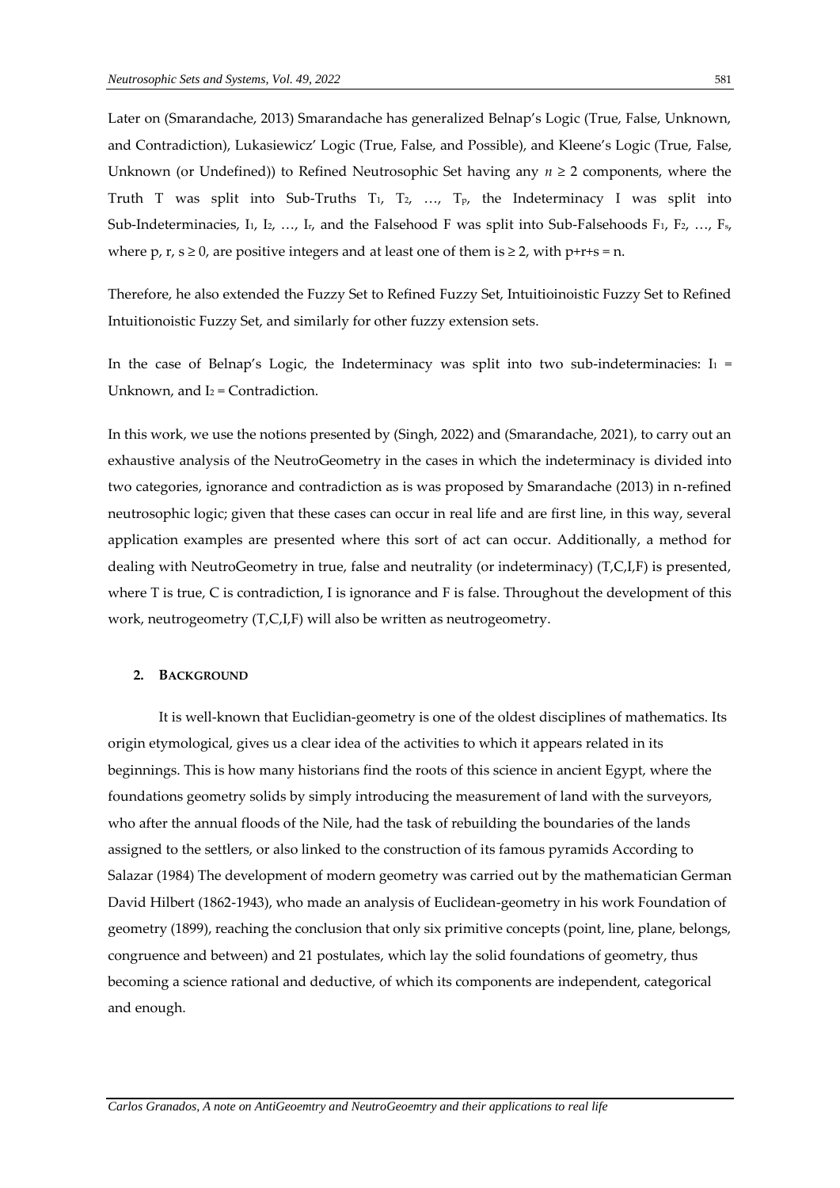Later on (Smarandache, 2013) Smarandache has generalized Belnap's Logic (True, False, Unknown, and Contradiction), Lukasiewicz' Logic (True, False, and Possible), and Kleene's Logic (True, False, Unknown (or Undefined)) to Refined Neutrosophic Set having any $n \geq 2$ components, where the Truth T was split into Sub-Truths $T_1$, $T_2$, …, $T_p$, the Indeterminacy I was split into Sub-Indeterminacies, $I_1$, $I_2$, …, $I_r$, and the Falsehood F was split into Sub-Falsehoods $F_1$, $F_2$, …, $F_s$, where p, r, s $\geq 0$, are positive integers and at least one of them is $\geq 2$, with p+r+s = n.

Therefore, he also extended the Fuzzy Set to Refined Fuzzy Set, Intuitioinoistic Fuzzy Set to Refined Intuitionoistic Fuzzy Set, and similarly for other fuzzy extension sets.

In the case of Belnap's Logic, the Indeterminacy was split into two sub-indeterminacies: $I_1$ = Unknown, and $I_2$ = Contradiction.

In this work, we use the notions presented by (Singh, 2022) and (Smarandache, 2021), to carry out an exhaustive analysis of the NeutroGeometry in the cases in which the indeterminacy is divided into two categories, ignorance and contradiction as is was proposed by Smarandache (2013) in n-refined neutrosophic logic; given that these cases can occur in real life and are first line, in this way, several application examples are presented where this sort of act can occur. Additionally, a method for dealing with NeutroGeometry in true, false and neutrality (or indeterminacy) (T,C,I,F) is presented, where T is true, C is contradiction, I is ignorance and F is false. Throughout the development of this work, neutrogeometry (T,C,I,F) will also be written as neutrogeometry.

## 2. BACKGROUND

It is well-known that Euclidian-geometry is one of the oldest disciplines of mathematics. Its origin etymological, gives us a clear idea of the activities to which it appears related in its beginnings. This is how many historians find the roots of this science in ancient Egypt, where the foundations geometry solids by simply introducing the measurement of land with the surveyors, who after the annual floods of the Nile, had the task of rebuilding the boundaries of the lands assigned to the settlers, or also linked to the construction of its famous pyramids According to Salazar (1984) The development of modern geometry was carried out by the mathematician German David Hilbert (1862-1943), who made an analysis of Euclidean-geometry in his work Foundation of geometry (1899), reaching the conclusion that only six primitive concepts (point, line, plane, belongs, congruence and between) and 21 postulates, which lay the solid foundations of geometry, thus becoming a science rational and deductive, of which its components are independent, categorical and enough.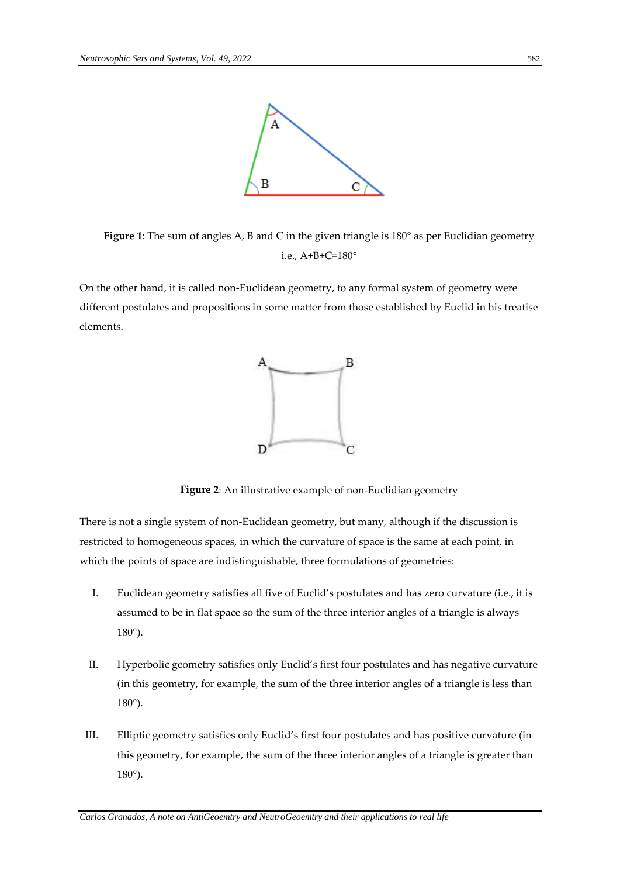**Figure 1**: The sum of angles A, B and C in the given triangle is 180° as per Euclidian geometry i.e., A+B+C=180°

On the other hand, it is called non-Euclidean geometry, to any formal system of geometry were different postulates and propositions in some matter from those established by Euclid in his treatise elements.

**Figure 2**: An illustrative example of non-Euclidian geometry

There is not a single system of non-Euclidean geometry, but many, although if the discussion is restricted to homogeneous spaces, in which the curvature of space is the same at each point, in which the points of space are indistinguishable, three formulations of geometries:

I. Euclidean geometry satisfies all five of Euclid's postulates and has zero curvature (i.e., it is assumed to be in flat space so the sum of the three interior angles of a triangle is always 180°).

II. Hyperbolic geometry satisfies only Euclid's first four postulates and has negative curvature (in this geometry, for example, the sum of the three interior angles of a triangle is less than 180°).

III. Elliptic geometry satisfies only Euclid's first four postulates and has positive curvature (in this geometry, for example, the sum of the three interior angles of a triangle is greater than 180°).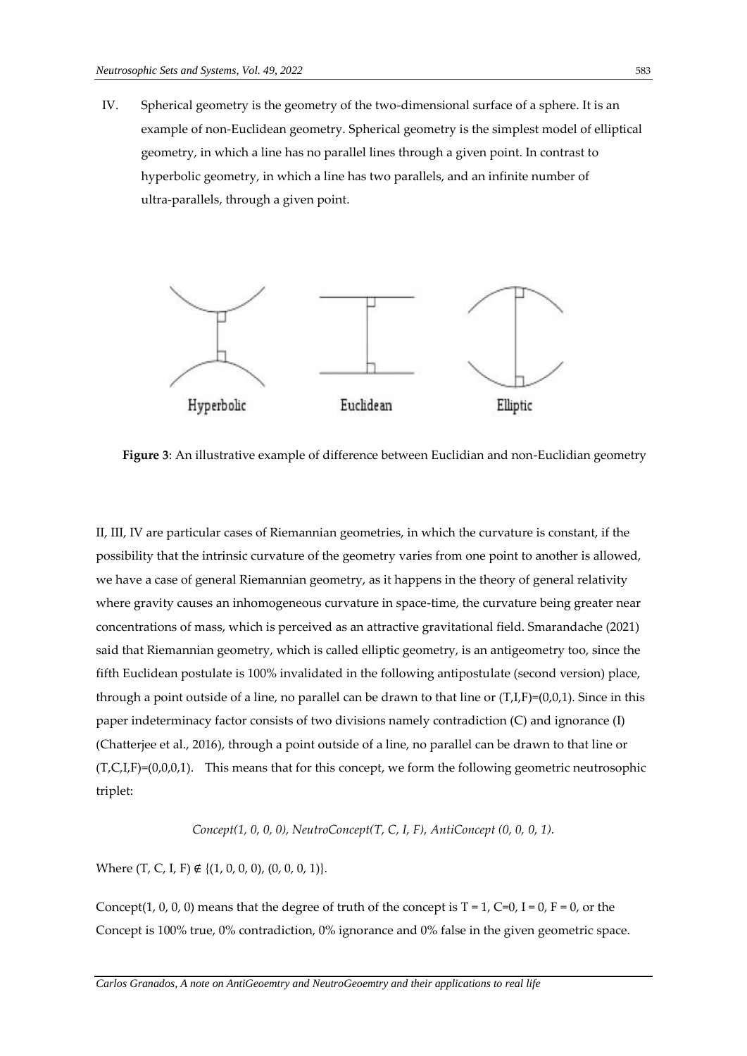IV. Spherical geometry is the geometry of the two-dimensional surface of a sphere. It is an example of non-Euclidean geometry. Spherical geometry is the simplest model of elliptical geometry, in which a line has no parallel lines through a given point. In contrast to hyperbolic geometry, in which a line has two parallels, and an infinite number of ultra-parallels, through a given point.

**Figure 3**: An illustrative example of difference between Euclidian and non-Euclidian geometry

II, III, IV are particular cases of Riemannian geometries, in which the curvature is constant, if the possibility that the intrinsic curvature of the geometry varies from one point to another is allowed, we have a case of general Riemannian geometry, as it happens in the theory of general relativity where gravity causes an inhomogeneous curvature in space-time, the curvature being greater near concentrations of mass, which is perceived as an attractive gravitational field. Smarandache (2021) said that Riemannian geometry, which is called elliptic geometry, is an antigeometry too, since the fifth Euclidean postulate is 100% invalidated in the following antipostulate (second version) place, through a point outside of a line, no parallel can be drawn to that line or $(T,I,F)=(0,0,1)$. Since in this paper indeterminacy factor consists of two divisions namely contradiction (C) and ignorance (I) (Chatterjee et al., 2016), through a point outside of a line, no parallel can be drawn to that line or $(T,C,I,F)=(0,0,0,1)$. This means that for this concept, we form the following geometric neutrosophic triplet:

*Concept(1, 0, 0, 0), NeutroConcept(T, C, I, F), AntiConcept (0, 0, 0, 1).*

Where $(T, C, I, F) \notin \{(1, 0, 0, 0), (0, 0, 0, 1)\}$.

Concept(1, 0, 0, 0) means that the degree of truth of the concept is $T = 1$, $C=0$, $I = 0$, $F = 0$, or the Concept is 100% true, 0% contradiction, 0% ignorance and 0% false in the given geometric space.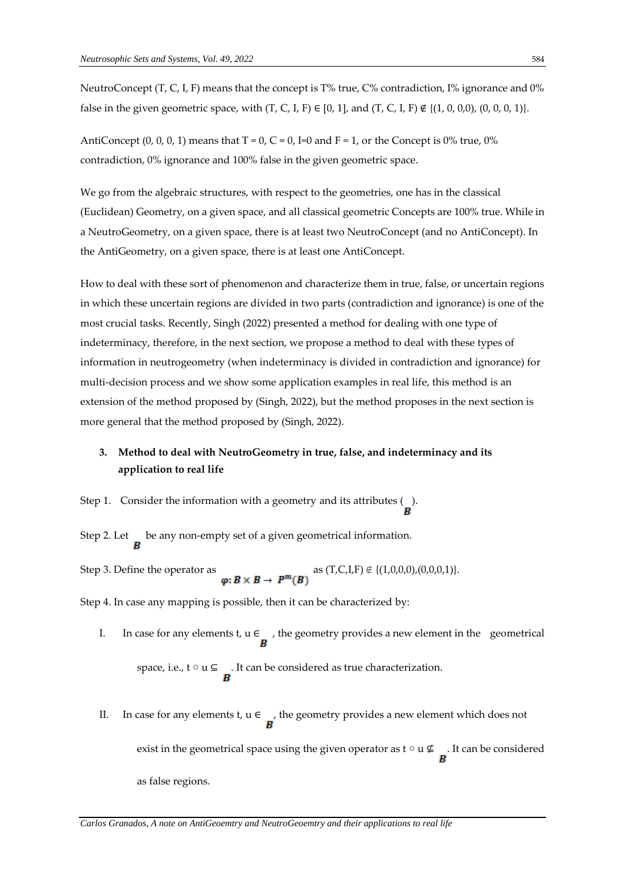NeutroConcept (T, C, I, F) means that the concept is T% true, C% contradiction, I% ignorance and 0% false in the given geometric space, with $(T, C, I, F) \in [0, 1]$, and $(T, C, I, F) \notin \{(1, 0, 0,0), (0, 0, 0, 1)\}$.

AntiConcept (0, 0, 0, 1) means that $T = 0$, $C = 0$, $I=0$ and $F = 1$, or the Concept is 0% true, 0% contradiction, 0% ignorance and 100% false in the given geometric space.

We go from the algebraic structures, with respect to the geometries, one has in the classical (Euclidean) Geometry, on a given space, and all classical geometric Concepts are 100% true. While in a NeutroGeometry, on a given space, there is at least two NeutroConcept (and no AntiConcept). In the AntiGeometry, on a given space, there is at least one AntiConcept.

How to deal with these sort of phenomenon and characterize them in true, false, or uncertain regions in which these uncertain regions are divided in two parts (contradiction and ignorance) is one of the most crucial tasks. Recently, Singh (2022) presented a method for dealing with one type of indeterminacy, therefore, in the next section, we propose a method to deal with these types of information in neutrogeometry (when indeterminacy is divided in contradiction and ignorance) for multi-decision process and we show some application examples in real life, this method is an extension of the method proposed by (Singh, 2022), but the method proposes in the next section is more general that the method proposed by (Singh, 2022).

## 3. Method to deal with NeutroGeometry in true, false, and indeterminacy and its application to real life

Step 1. Consider the information with a geometry and its attributes ($\boldsymbol{B}$).

Step 2. Let $\boldsymbol{B}$ be any non-empty set of a given geometrical information.

Step 3. Define the operator as $\boldsymbol{\varphi}: \boldsymbol{B} \times \boldsymbol{B} \rightarrow \boldsymbol{P^m(B)}$ as $(T,C,I,F) \notin \{(1,0,0,0),(0,0,0,1)\}$.

Step 4. In case any mapping is possible, then it can be characterized by:

I. In case for any elements $t, u \in \boldsymbol{B}$, the geometry provides a new element in the geometrical space, i.e., $t \circ u \subseteq \boldsymbol{B}$. It can be considered as true characterization.

II. In case for any elements $t, u \in \boldsymbol{B}$, the geometry provides a new element which does not exist in the geometrical space using the given operator as $t \circ u \nsubseteq \boldsymbol{B}$. It can be considered as false regions.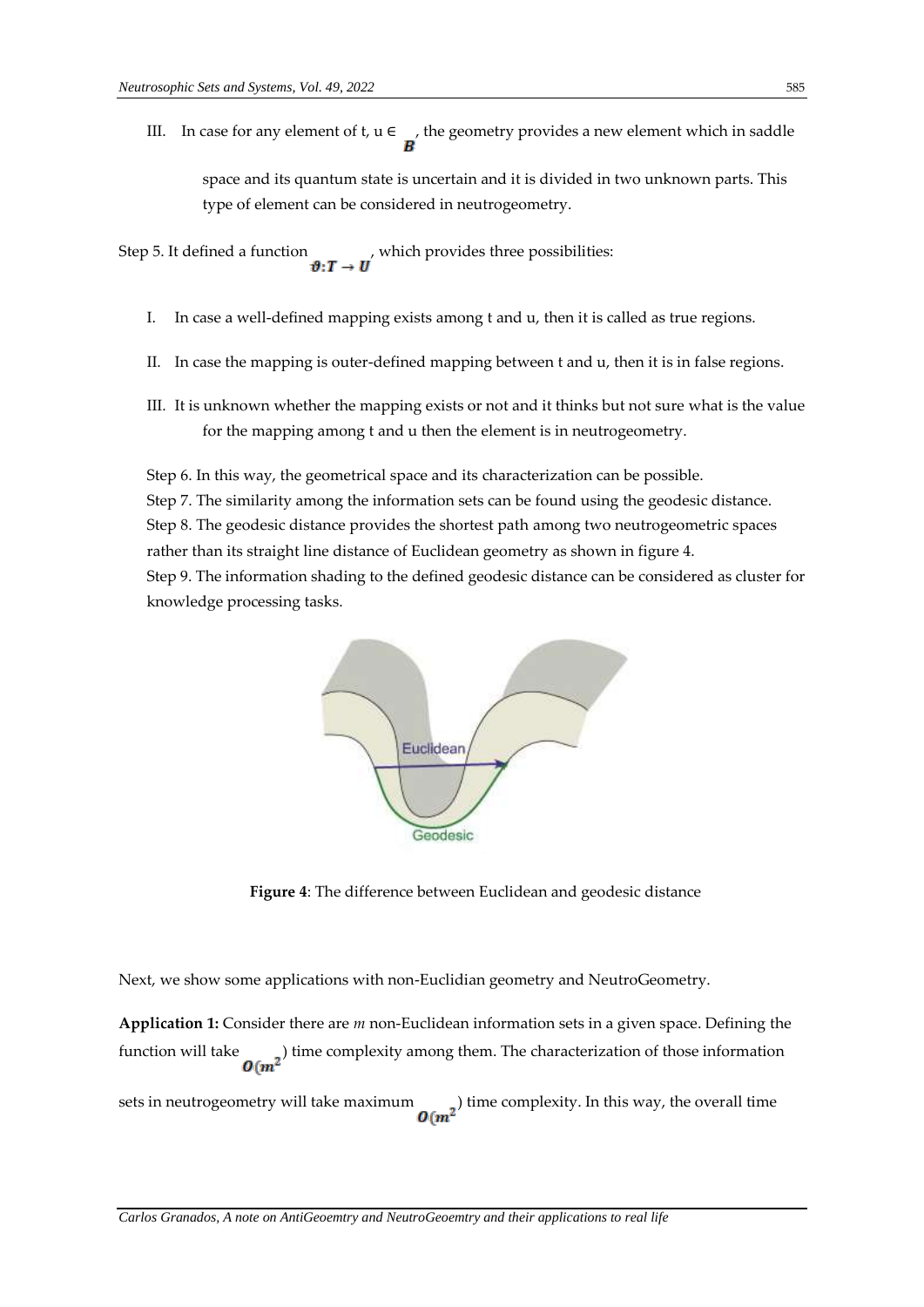III. In case for any element of t, u ∈ $B$, the geometry provides a new element which in saddle space and its quantum state is uncertain and it is divided in two unknown parts. This type of element can be considered in neutrogeometry.

Step 5. It defined a function $\vartheta: T \rightarrow U$, which provides three possibilities:

I. In case a well-defined mapping exists among t and u, then it is called as true regions.

II. In case the mapping is outer-defined mapping between t and u, then it is in false regions.

III. It is unknown whether the mapping exists or not and it thinks but not sure what is the value for the mapping among t and u then the element is in neutrogeometry.

Step 6. In this way, the geometrical space and its characterization can be possible.

Step 7. The similarity among the information sets can be found using the geodesic distance.

Step 8. The geodesic distance provides the shortest path among two neutrogeometric spaces rather than its straight line distance of Euclidean geometry as shown in figure 4.

Step 9. The information shading to the defined geodesic distance can be considered as cluster for knowledge processing tasks.

**Figure 4**: The difference between Euclidean and geodesic distance

Next, we show some applications with non-Euclidian geometry and NeutroGeometry.

**Application 1:** Consider there are *m* non-Euclidean information sets in a given space. Defining the function will take $O(m^2)$ time complexity among them. The characterization of those information sets in neutrogeometry will take maximum $O(m^2)$ time complexity. In this way, the overall time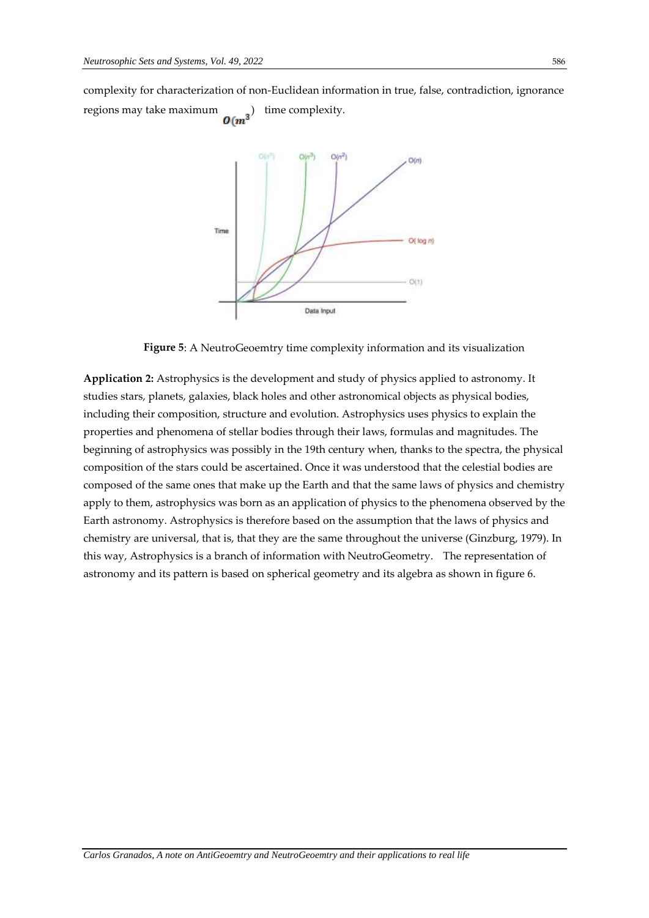complexity for characterization of non-Euclidean information in true, false, contradiction, ignorance regions may take maximum $O(m^3)$ time complexity.

**Figure 5**: A NeutroGeoemtry time complexity information and its visualization

**Application 2:** Astrophysics is the development and study of physics applied to astronomy. It studies stars, planets, galaxies, black holes and other astronomical objects as physical bodies, including their composition, structure and evolution. Astrophysics uses physics to explain the properties and phenomena of stellar bodies through their laws, formulas and magnitudes. The beginning of astrophysics was possibly in the 19th century when, thanks to the spectra, the physical composition of the stars could be ascertained. Once it was understood that the celestial bodies are composed of the same ones that make up the Earth and that the same laws of physics and chemistry apply to them, astrophysics was born as an application of physics to the phenomena observed by the Earth astronomy. Astrophysics is therefore based on the assumption that the laws of physics and chemistry are universal, that is, that they are the same throughout the universe (Ginzburg, 1979). In this way, Astrophysics is a branch of information with NeutroGeometry. The representation of astronomy and its pattern is based on spherical geometry and its algebra as shown in figure 6.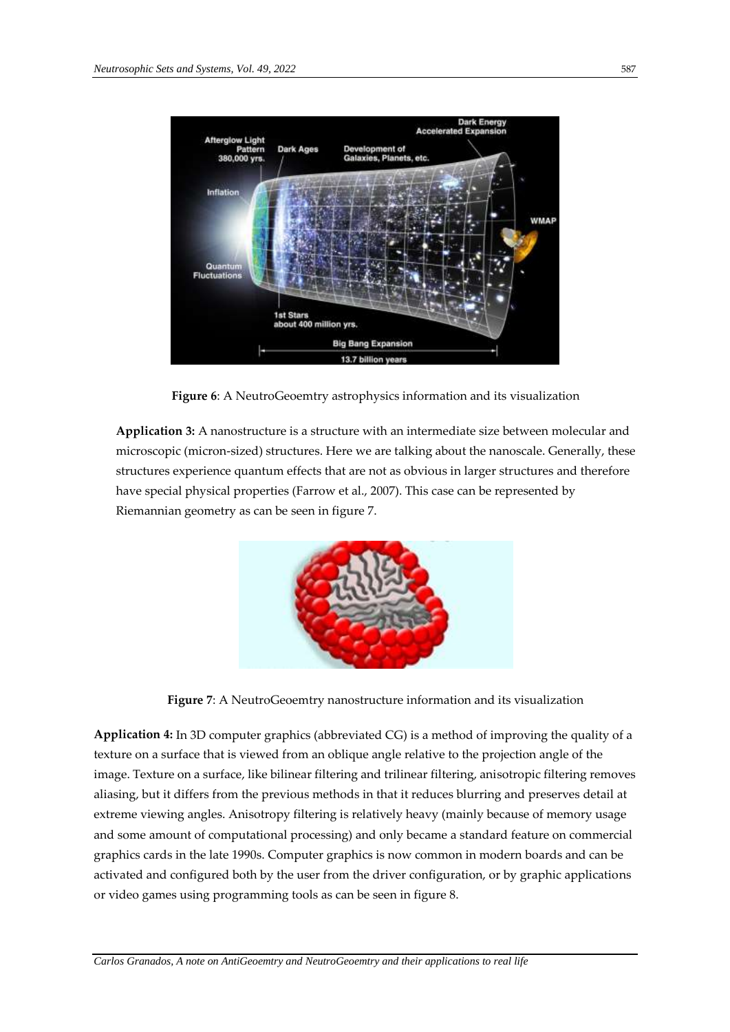**Figure 6**: A NeutroGeoemtry astrophysics information and its visualization

**Application 3:** A nanostructure is a structure with an intermediate size between molecular and microscopic (micron-sized) structures. Here we are talking about the nanoscale. Generally, these structures experience quantum effects that are not as obvious in larger structures and therefore have special physical properties (Farrow et al., 2007). This case can be represented by Riemannian geometry as can be seen in figure 7.

**Figure 7**: A NeutroGeoemtry nanostructure information and its visualization

**Application 4:** In 3D computer graphics (abbreviated CG) is a method of improving the quality of a texture on a surface that is viewed from an oblique angle relative to the projection angle of the image. Texture on a surface, like bilinear filtering and trilinear filtering, anisotropic filtering removes aliasing, but it differs from the previous methods in that it reduces blurring and preserves detail at extreme viewing angles. Anisotropy filtering is relatively heavy (mainly because of memory usage and some amount of computational processing) and only became a standard feature on commercial graphics cards in the late 1990s. Computer graphics is now common in modern boards and can be activated and configured both by the user from the driver configuration, or by graphic applications or video games using programming tools as can be seen in figure 8.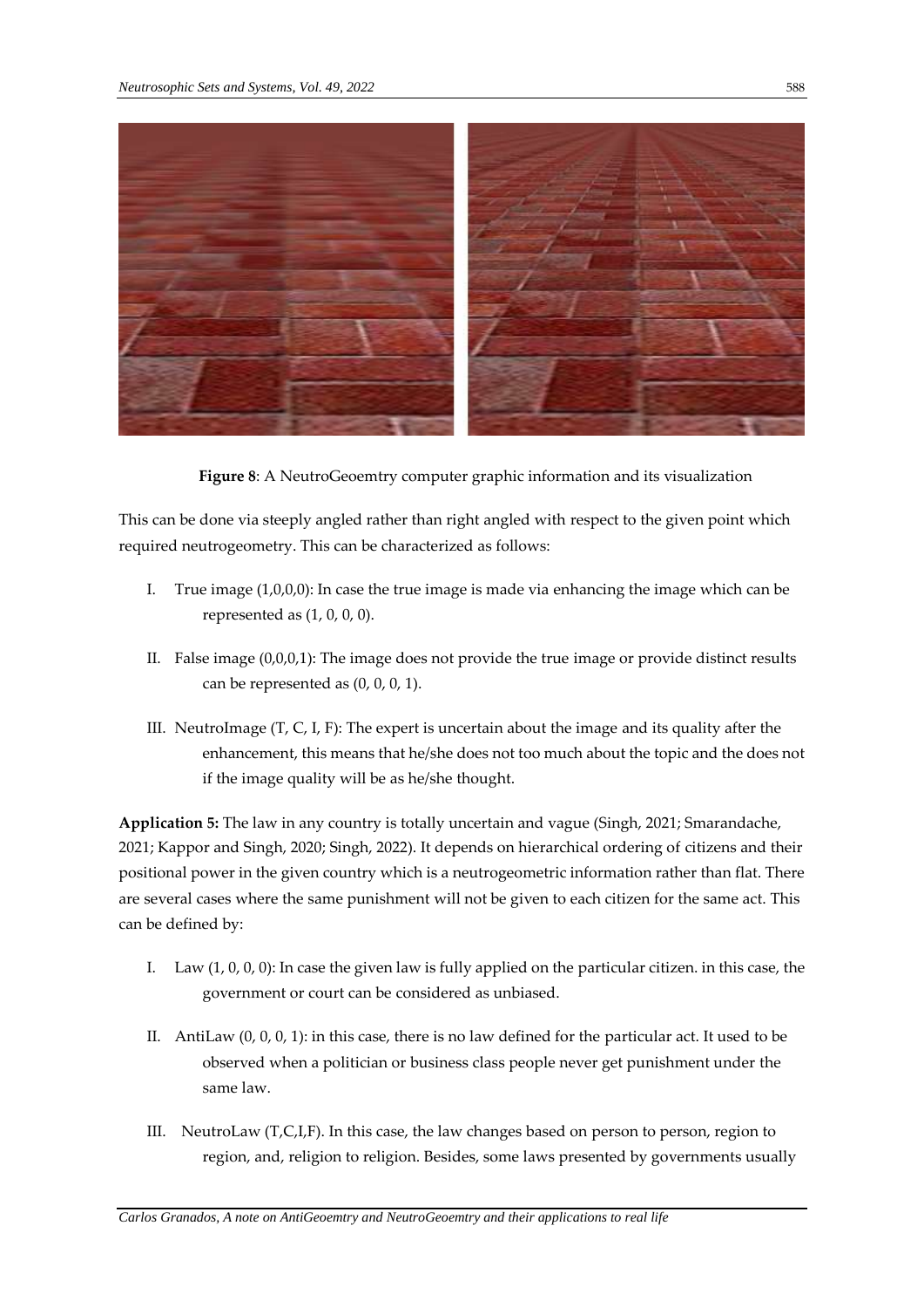**Figure 8**: A NeutroGeoemtry computer graphic information and its visualization

This can be done via steeply angled rather than right angled with respect to the given point which required neutrogeometry. This can be characterized as follows:

I. True image (1,0,0,0): In case the true image is made via enhancing the image which can be represented as (1, 0, 0, 0).

II. False image (0,0,0,1): The image does not provide the true image or provide distinct results can be represented as (0, 0, 0, 1).

III. NeutroImage (T, C, I, F): The expert is uncertain about the image and its quality after the enhancement, this means that he/she does not too much about the topic and the does not if the image quality will be as he/she thought.

**Application 5:** The law in any country is totally uncertain and vague (Singh, 2021; Smarandache, 2021; Kappor and Singh, 2020; Singh, 2022). It depends on hierarchical ordering of citizens and their positional power in the given country which is a neutrogeometric information rather than flat. There are several cases where the same punishment will not be given to each citizen for the same act. This can be defined by:

I. Law (1, 0, 0, 0): In case the given law is fully applied on the particular citizen. in this case, the government or court can be considered as unbiased.

II. AntiLaw (0, 0, 0, 1): in this case, there is no law defined for the particular act. It used to be observed when a politician or business class people never get punishment under the same law.

III. NeutroLaw (T,C,I,F). In this case, the law changes based on person to person, region to region, and, religion to religion. Besides, some laws presented by governments usually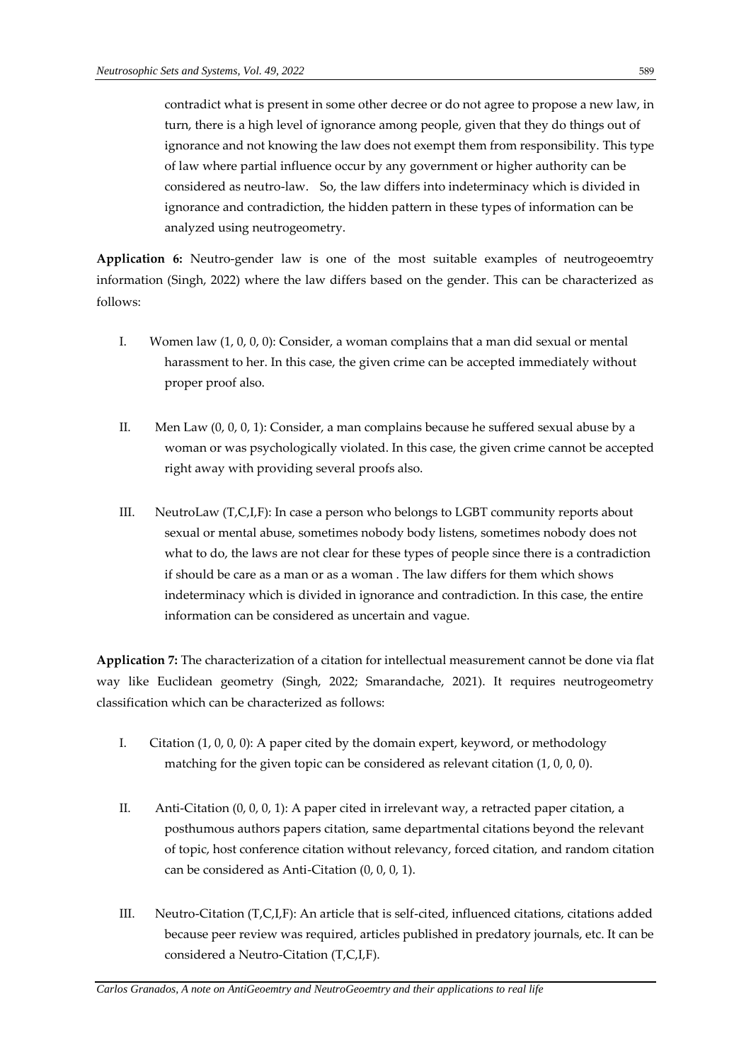contradict what is present in some other decree or do not agree to propose a new law, in turn, there is a high level of ignorance among people, given that they do things out of ignorance and not knowing the law does not exempt them from responsibility. This type of law where partial influence occur by any government or higher authority can be considered as neutro-law. So, the law differs into indeterminacy which is divided in ignorance and contradiction, the hidden pattern in these types of information can be analyzed using neutrogeometry.

**Application 6:** Neutro-gender law is one of the most suitable examples of neutrogeoemtry information (Singh, 2022) where the law differs based on the gender. This can be characterized as follows:

I. Women law (1, 0, 0, 0): Consider, a woman complains that a man did sexual or mental harassment to her. In this case, the given crime can be accepted immediately without proper proof also.

II. Men Law (0, 0, 0, 1): Consider, a man complains because he suffered sexual abuse by a woman or was psychologically violated. In this case, the given crime cannot be accepted right away with providing several proofs also.

III. NeutroLaw (T,C,I,F): In case a person who belongs to LGBT community reports about sexual or mental abuse, sometimes nobody body listens, sometimes nobody does not what to do, the laws are not clear for these types of people since there is a contradiction if should be care as a man or as a woman . The law differs for them which shows indeterminacy which is divided in ignorance and contradiction. In this case, the entire information can be considered as uncertain and vague.

**Application 7:** The characterization of a citation for intellectual measurement cannot be done via flat way like Euclidean geometry (Singh, 2022; Smarandache, 2021). It requires neutrogeometry classification which can be characterized as follows:

I. Citation (1, 0, 0, 0): A paper cited by the domain expert, keyword, or methodology matching for the given topic can be considered as relevant citation (1, 0, 0, 0).

II. Anti-Citation (0, 0, 0, 1): A paper cited in irrelevant way, a retracted paper citation, a posthumous authors papers citation, same departmental citations beyond the relevant of topic, host conference citation without relevancy, forced citation, and random citation can be considered as Anti-Citation (0, 0, 0, 1).

III. Neutro-Citation (T,C,I,F): An article that is self-cited, influenced citations, citations added because peer review was required, articles published in predatory journals, etc. It can be considered a Neutro-Citation (T,C,I,F).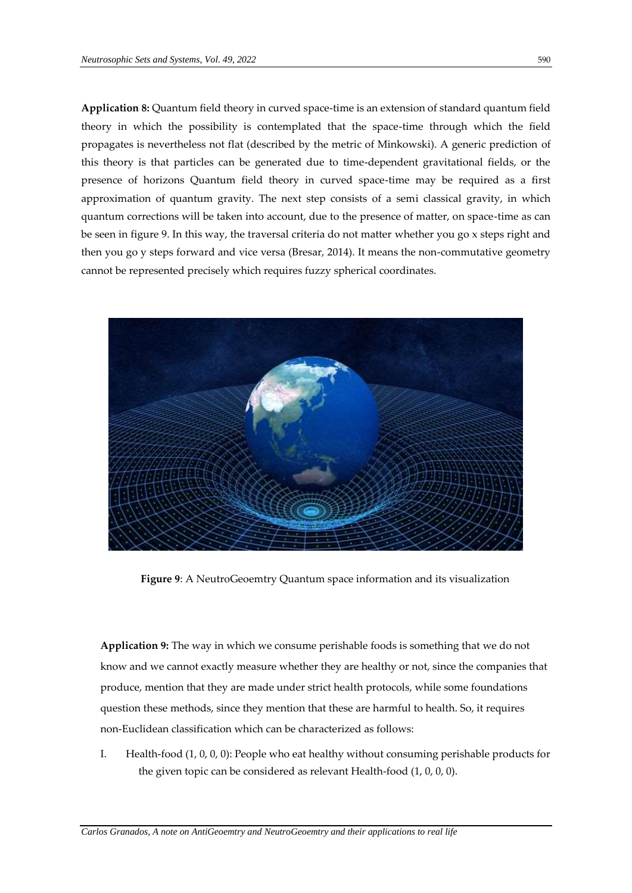**Application 8:** Quantum field theory in curved space-time is an extension of standard quantum field theory in which the possibility is contemplated that the space-time through which the field propagates is nevertheless not flat (described by the metric of Minkowski). A generic prediction of this theory is that particles can be generated due to time-dependent gravitational fields, or the presence of horizons Quantum field theory in curved space-time may be required as a first approximation of quantum gravity. The next step consists of a semi classical gravity, in which quantum corrections will be taken into account, due to the presence of matter, on space-time as can be seen in figure 9. In this way, the traversal criteria do not matter whether you go x steps right and then you go y steps forward and vice versa (Bresar, 2014). It means the non-commutative geometry cannot be represented precisely which requires fuzzy spherical coordinates.

**Figure 9**: A NeutroGeoemtry Quantum space information and its visualization

**Application 9:** The way in which we consume perishable foods is something that we do not know and we cannot exactly measure whether they are healthy or not, since the companies that produce, mention that they are made under strict health protocols, while some foundations question these methods, since they mention that these are harmful to health. So, it requires non-Euclidean classification which can be characterized as follows:

I. Health-food (1, 0, 0, 0): People who eat healthy without consuming perishable products for the given topic can be considered as relevant Health-food (1, 0, 0, 0).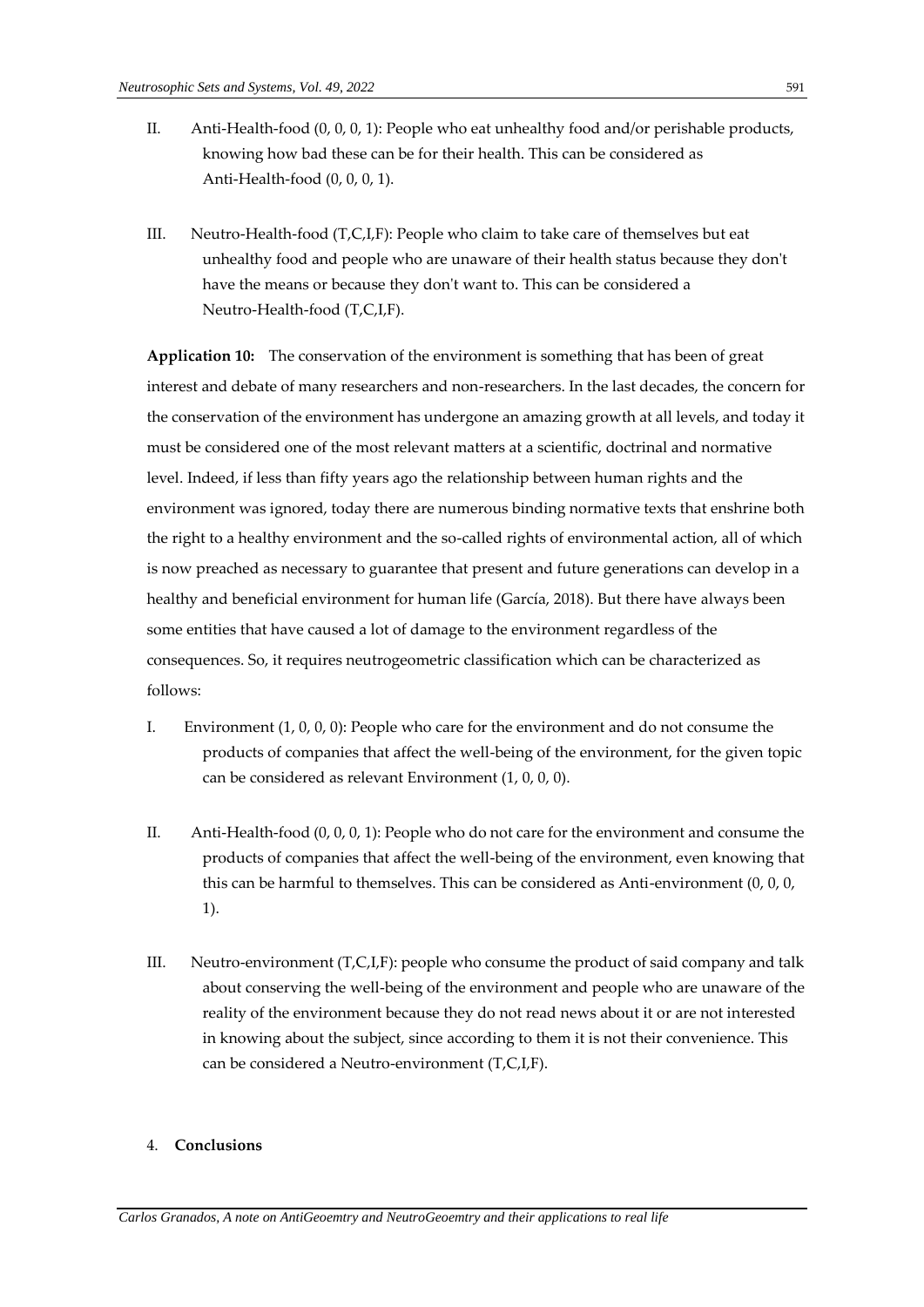II. Anti-Health-food (0, 0, 0, 1): People who eat unhealthy food and/or perishable products, knowing how bad these can be for their health. This can be considered as Anti-Health-food (0, 0, 0, 1).

III. Neutro-Health-food (T,C,I,F): People who claim to take care of themselves but eat unhealthy food and people who are unaware of their health status because they don't have the means or because they don't want to. This can be considered a Neutro-Health-food (T,C,I,F).

**Application 10:** The conservation of the environment is something that has been of great interest and debate of many researchers and non-researchers. In the last decades, the concern for the conservation of the environment has undergone an amazing growth at all levels, and today it must be considered one of the most relevant matters at a scientific, doctrinal and normative level. Indeed, if less than fifty years ago the relationship between human rights and the environment was ignored, today there are numerous binding normative texts that enshrine both the right to a healthy environment and the so-called rights of environmental action, all of which is now preached as necessary to guarantee that present and future generations can develop in a healthy and beneficial environment for human life (García, 2018). But there have always been some entities that have caused a lot of damage to the environment regardless of the consequences. So, it requires neutrogeometric classification which can be characterized as follows:

I. Environment (1, 0, 0, 0): People who care for the environment and do not consume the products of companies that affect the well-being of the environment, for the given topic can be considered as relevant Environment (1, 0, 0, 0).

II. Anti-Health-food (0, 0, 0, 1): People who do not care for the environment and consume the products of companies that affect the well-being of the environment, even knowing that this can be harmful to themselves. This can be considered as Anti-environment (0, 0, 0, 1).

III. Neutro-environment (T,C,I,F): people who consume the product of said company and talk about conserving the well-being of the environment and people who are unaware of the reality of the environment because they do not read news about it or are not interested in knowing about the subject, since according to them it is not their convenience. This can be considered a Neutro-environment (T,C,I,F).

## 4. Conclusions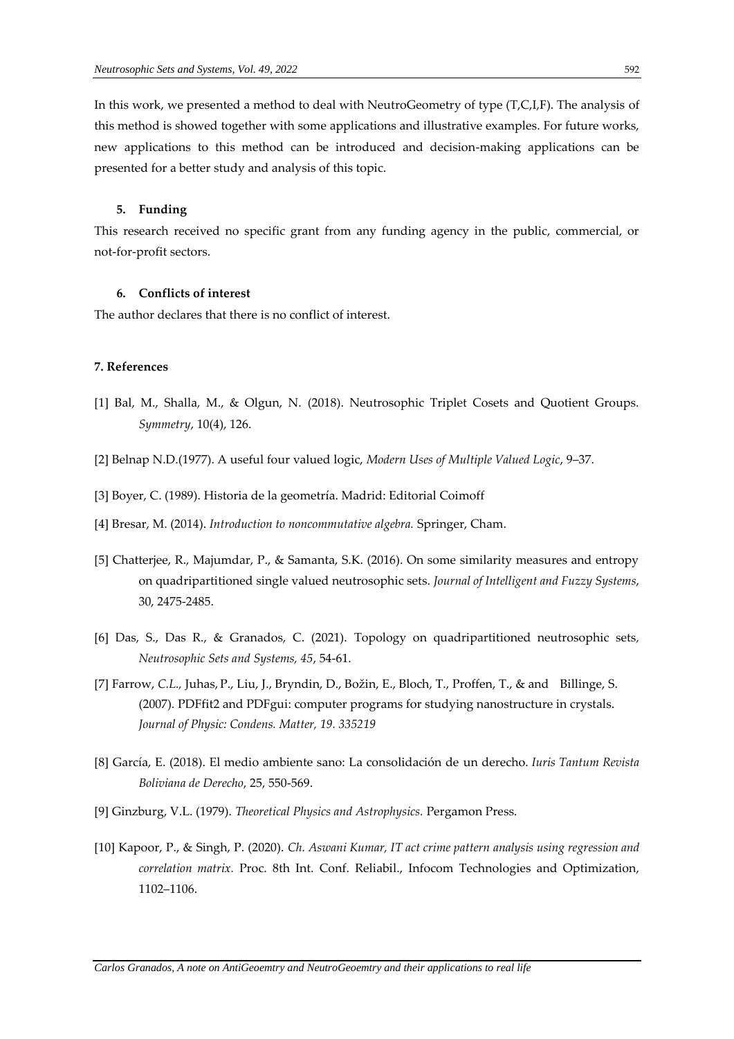In this work, we presented a method to deal with NeutroGeometry of type (T,C,I,F). The analysis of this method is showed together with some applications and illustrative examples. For future works, new applications to this method can be introduced and decision-making applications can be presented for a better study and analysis of this topic.

## 5. Funding

This research received no specific grant from any funding agency in the public, commercial, or not-for-profit sectors.

## 6. Conflicts of interest

The author declares that there is no conflict of interest.

## 7. References

[1] Bal, M., Shalla, M., & Olgun, N. (2018). Neutrosophic Triplet Cosets and Quotient Groups. *Symmetry*, 10(4), 126.

[2] Belnap N.D.(1977). A useful four valued logic, *Modern Uses of Multiple Valued Logic*, 9–37.

[3] Boyer, C. (1989). Historia de la geometría. Madrid: Editorial Coimoff

[4] Bresar, M. (2014). *Introduction to noncommutative algebra.* Springer, Cham.

[5] Chatterjee, R., Majumdar, P., & Samanta, S.K. (2016). On some similarity measures and entropy on quadripartitioned single valued neutrosophic sets. *Journal of Intelligent and Fuzzy Systems*, 30, 2475-2485.

[6] Das, S., Das R., & Granados, C. (2021). Topology on quadripartitioned neutrosophic sets*, Neutrosophic Sets and Systems, 45*, 54-61.

[7] Farrow, *C.L.,* Juhas, P., Liu, J., Bryndin, D., Božin, E., Bloch, T., Proffen, T., & and Billinge, S. (2007). PDFfit2 and PDFgui: computer programs for studying nanostructure in crystals. *Journal of Physic: Condens. Matter, 19. 335219*

[8] García, E. (2018). El medio ambiente sano: La consolidación de un derecho. *Iuris Tantum Revista Boliviana de Derecho*, 25, 550-569.

[9] Ginzburg, V.L. (1979). *Theoretical Physics and Astrophysics.* Pergamon Press.

[10] Kapoor, P., & Singh, P. (2020). *Ch. Aswani Kumar, IT act crime pattern analysis using regression and correlation matrix.* Proc. 8th Int. Conf. Reliabil., Infocom Technologies and Optimization, 1102–1106.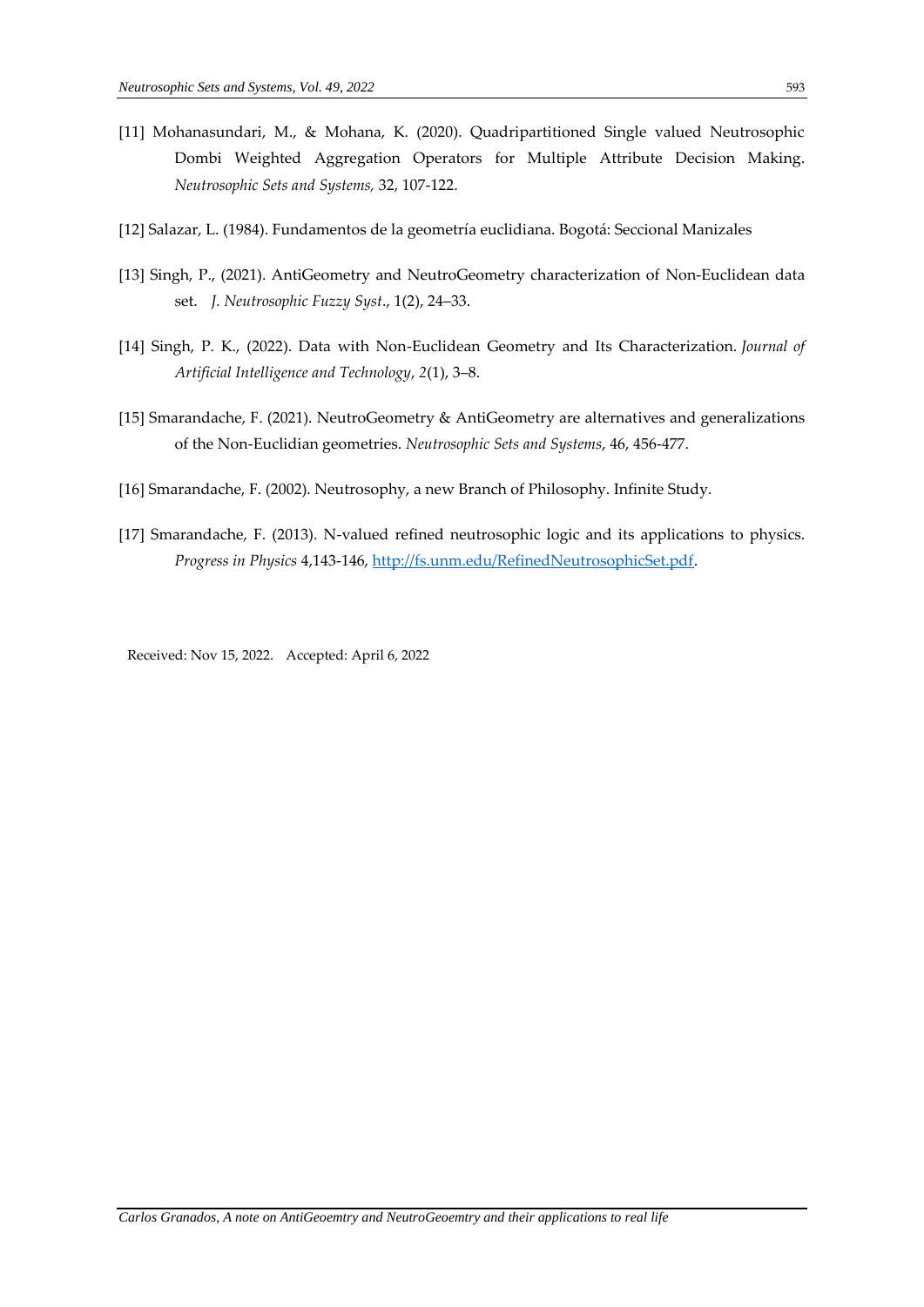[11] Mohanasundari, M., & Mohana, K. (2020). Quadripartitioned Single valued Neutrosophic Dombi Weighted Aggregation Operators for Multiple Attribute Decision Making. *Neutrosophic Sets and Systems,* 32, 107-122.

[12] Salazar, L. (1984). Fundamentos de la geometría euclidiana. Bogotá: Seccional Manizales

[13] Singh, P., (2021). AntiGeometry and NeutroGeometry characterization of Non-Euclidean data set. *J. Neutrosophic Fuzzy Syst*., 1(2), 24–33.

[14] Singh, P. K., (2022). Data with Non-Euclidean Geometry and Its Characterization. *Journal of Artificial Intelligence and Technology*, *2*(1), 3–8.

[15] Smarandache, F. (2021). NeutroGeometry & AntiGeometry are alternatives and generalizations of the Non-Euclidian geometries. *Neutrosophic Sets and Systems*, 46, 456-477.

[16] Smarandache, F. (2002). Neutrosophy, a new Branch of Philosophy. Infinite Study.

[17] Smarandache, F. (2013). N-valued refined neutrosophic logic and its applications to physics. *Progress in Physics* 4,143-146, http://fs.unm.edu/RefinedNeutrosophicSet.pdf.

Received: Nov 15, 2022. Accepted: April 6, 2022